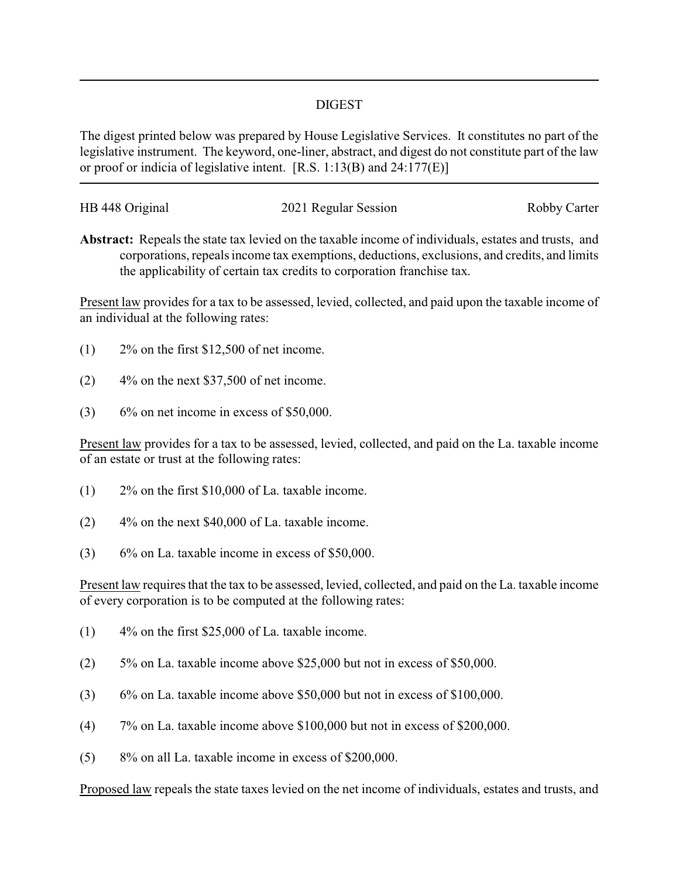# DIGEST

The digest printed below was prepared by House Legislative Services. It constitutes no part of the legislative instrument. The keyword, one-liner, abstract, and digest do not constitute part of the law or proof or indicia of legislative intent. [R.S. 1:13(B) and 24:177(E)]

HB 448 Original 2021 Regular Session Robby Carter

**Abstract:** Repeals the state tax levied on the taxable income of individuals, estates and trusts, and corporations, repeals income tax exemptions, deductions, exclusions, and credits, and limits the applicability of certain tax credits to corporation franchise tax.

Present law provides for a tax to be assessed, levied, collected, and paid upon the taxable income of an individual at the following rates:

(1) 2% on the first $12,500 of net income.

(2) 4% on the next $37,500 of net income.

(3) 6% on net income in excess of $50,000.

Present law provides for a tax to be assessed, levied, collected, and paid on the La. taxable income of an estate or trust at the following rates:

(1) 2% on the first $10,000 of La. taxable income.

(2) 4% on the next $40,000 of La. taxable income.

(3) 6% on La. taxable income in excess of $50,000.

Present law requires that the tax to be assessed, levied, collected, and paid on the La. taxable income of every corporation is to be computed at the following rates:

(1) 4% on the first $25,000 of La. taxable income.

(2) 5% on La. taxable income above $25,000 but not in excess of $50,000.

(3) 6% on La. taxable income above $50,000 but not in excess of $100,000.

(4) 7% on La. taxable income above $100,000 but not in excess of $200,000.

(5) 8% on all La. taxable income in excess of $200,000.

Proposed law repeals the state taxes levied on the net income of individuals, estates and trusts, and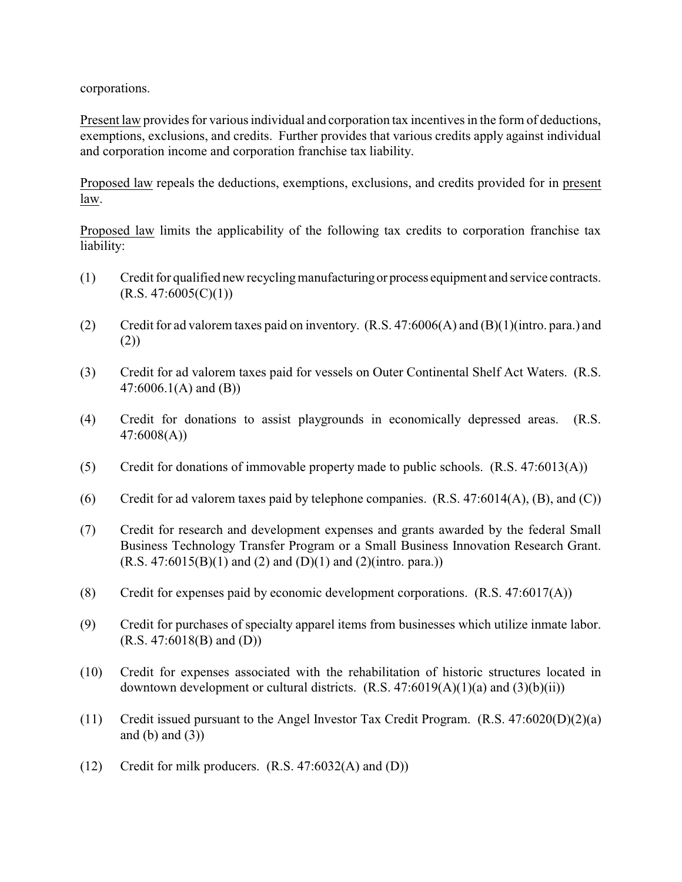corporations.

Present law provides for various individual and corporation tax incentives in the form of deductions, exemptions, exclusions, and credits. Further provides that various credits apply against individual and corporation income and corporation franchise tax liability.

Proposed law repeals the deductions, exemptions, exclusions, and credits provided for in present law.

Proposed law limits the applicability of the following tax credits to corporation franchise tax liability:

(1) Credit for qualified new recycling manufacturing or process equipment and service contracts. (R.S. 47:6005(C)(1))

(2) Credit for ad valorem taxes paid on inventory. (R.S. 47:6006(A) and (B)(1)(intro. para.) and (2))

(3) Credit for ad valorem taxes paid for vessels on Outer Continental Shelf Act Waters. (R.S. 47:6006.1(A) and (B))

(4) Credit for donations to assist playgrounds in economically depressed areas. (R.S. 47:6008(A))

(5) Credit for donations of immovable property made to public schools. (R.S. 47:6013(A))

(6) Credit for ad valorem taxes paid by telephone companies. (R.S. 47:6014(A), (B), and (C))

(7) Credit for research and development expenses and grants awarded by the federal Small Business Technology Transfer Program or a Small Business Innovation Research Grant. (R.S. 47:6015(B)(1) and (2) and (D)(1) and (2)(intro. para.))

(8) Credit for expenses paid by economic development corporations. (R.S. 47:6017(A))

(9) Credit for purchases of specialty apparel items from businesses which utilize inmate labor. (R.S. 47:6018(B) and (D))

(10) Credit for expenses associated with the rehabilitation of historic structures located in downtown development or cultural districts. (R.S. 47:6019(A)(1)(a) and (3)(b)(ii))

(11) Credit issued pursuant to the Angel Investor Tax Credit Program. (R.S. 47:6020(D)(2)(a) and (b) and (3))

(12) Credit for milk producers. (R.S. 47:6032(A) and (D))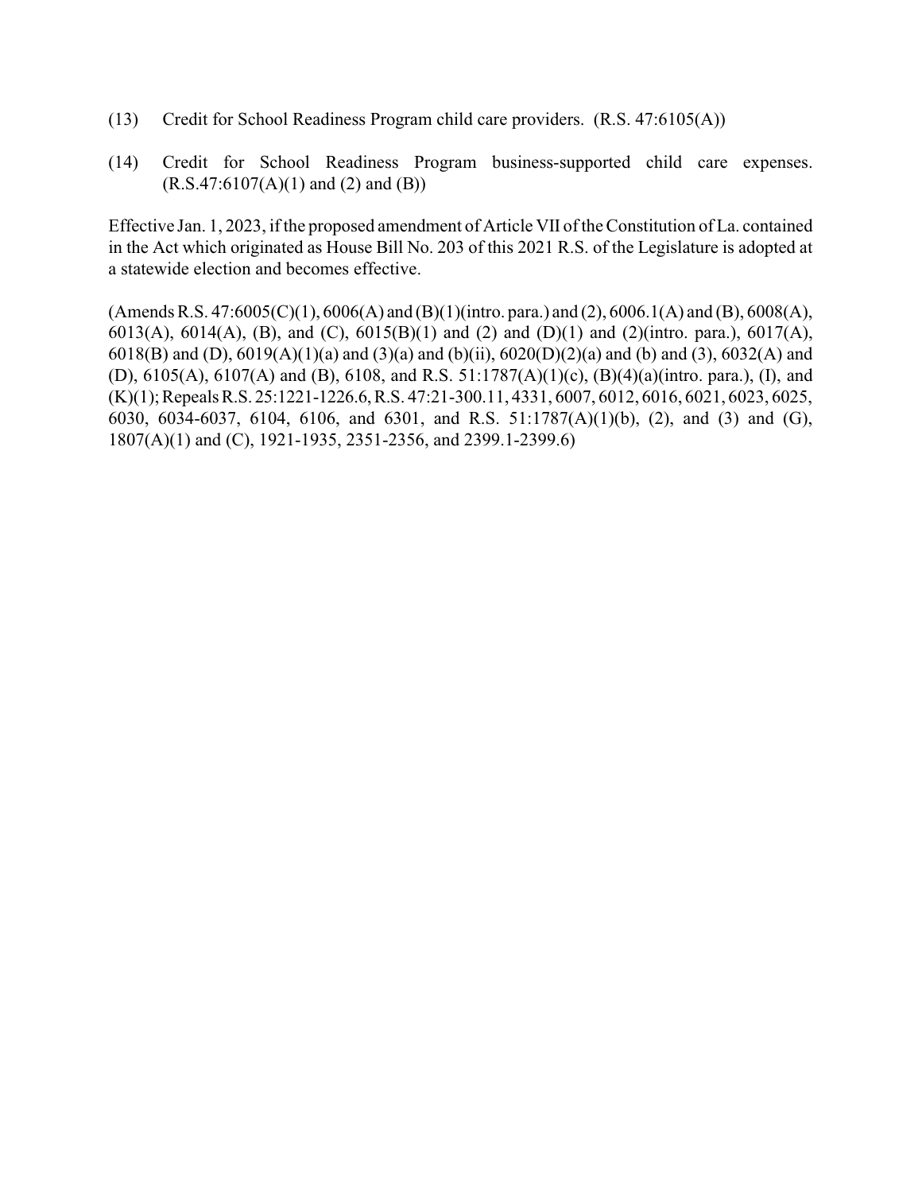(13) Credit for School Readiness Program child care providers. (R.S. 47:6105(A))

(14) Credit for School Readiness Program business-supported child care expenses. (R.S.47:6107(A)(1) and (2) and (B))

Effective Jan. 1, 2023, if the proposed amendment of Article VII of the Constitution of La. contained in the Act which originated as House Bill No. 203 of this 2021 R.S. of the Legislature is adopted at a statewide election and becomes effective.

(Amends R.S. 47:6005(C)(1), 6006(A) and (B)(1)(intro. para.) and (2), 6006.1(A) and (B), 6008(A), 6013(A), 6014(A), (B), and (C), 6015(B)(1) and (2) and (D)(1) and (2)(intro. para.), 6017(A), 6018(B) and (D), 6019(A)(1)(a) and (3)(a) and (b)(ii), 6020(D)(2)(a) and (b) and (3), 6032(A) and (D), 6105(A), 6107(A) and (B), 6108, and R.S. 51:1787(A)(1)(c), (B)(4)(a)(intro. para.), (I), and (K)(1); Repeals R.S. 25:1221-1226.6, R.S. 47:21-300.11, 4331, 6007, 6012, 6016, 6021, 6023, 6025, 6030, 6034-6037, 6104, 6106, and 6301, and R.S. 51:1787(A)(1)(b), (2), and (3) and (G), 1807(A)(1) and (C), 1921-1935, 2351-2356, and 2399.1-2399.6)